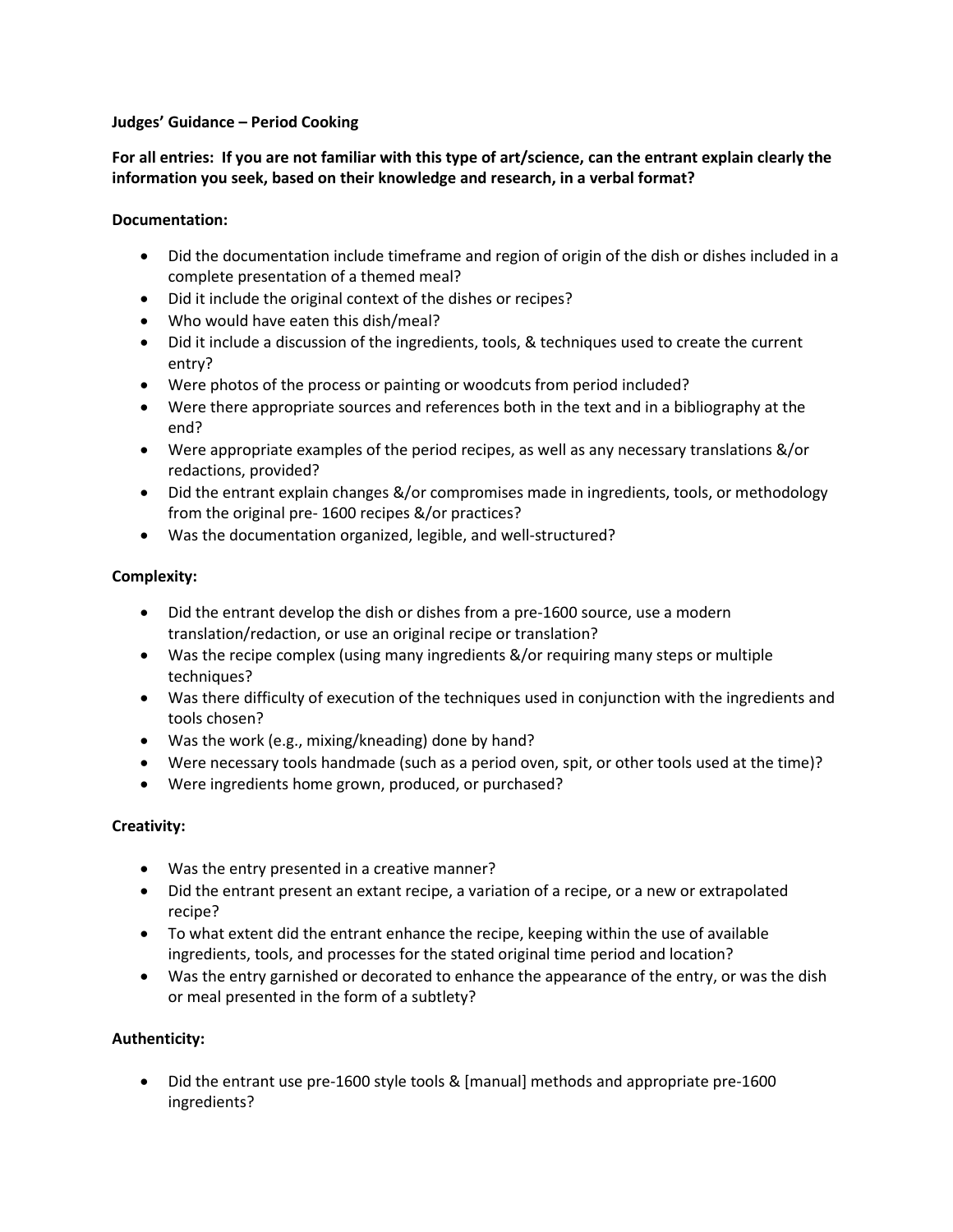**Judges' Guidance – Period Cooking**

**For all entries: If you are not familiar with this type of art/science, can the entrant explain clearly the information you seek, based on their knowledge and research, in a verbal format?**

**Documentation:**

- Did the documentation include timeframe and region of origin of the dish or dishes included in a complete presentation of a themed meal?
- Did it include the original context of the dishes or recipes?
- Who would have eaten this dish/meal?
- Did it include a discussion of the ingredients, tools, & techniques used to create the current entry?
- Were photos of the process or painting or woodcuts from period included?
- Were there appropriate sources and references both in the text and in a bibliography at the end?
- Were appropriate examples of the period recipes, as well as any necessary translations &/or redactions, provided?
- Did the entrant explain changes &/or compromises made in ingredients, tools, or methodology from the original pre- 1600 recipes &/or practices?
- Was the documentation organized, legible, and well-structured?

**Complexity:**

- Did the entrant develop the dish or dishes from a pre-1600 source, use a modern translation/redaction, or use an original recipe or translation?
- Was the recipe complex (using many ingredients &/or requiring many steps or multiple techniques?
- Was there difficulty of execution of the techniques used in conjunction with the ingredients and tools chosen?
- Was the work (e.g., mixing/kneading) done by hand?
- Were necessary tools handmade (such as a period oven, spit, or other tools used at the time)?
- Were ingredients home grown, produced, or purchased?

**Creativity:**

- Was the entry presented in a creative manner?
- Did the entrant present an extant recipe, a variation of a recipe, or a new or extrapolated recipe?
- To what extent did the entrant enhance the recipe, keeping within the use of available ingredients, tools, and processes for the stated original time period and location?
- Was the entry garnished or decorated to enhance the appearance of the entry, or was the dish or meal presented in the form of a subtlety?

**Authenticity:**

- Did the entrant use pre-1600 style tools & [manual] methods and appropriate pre-1600 ingredients?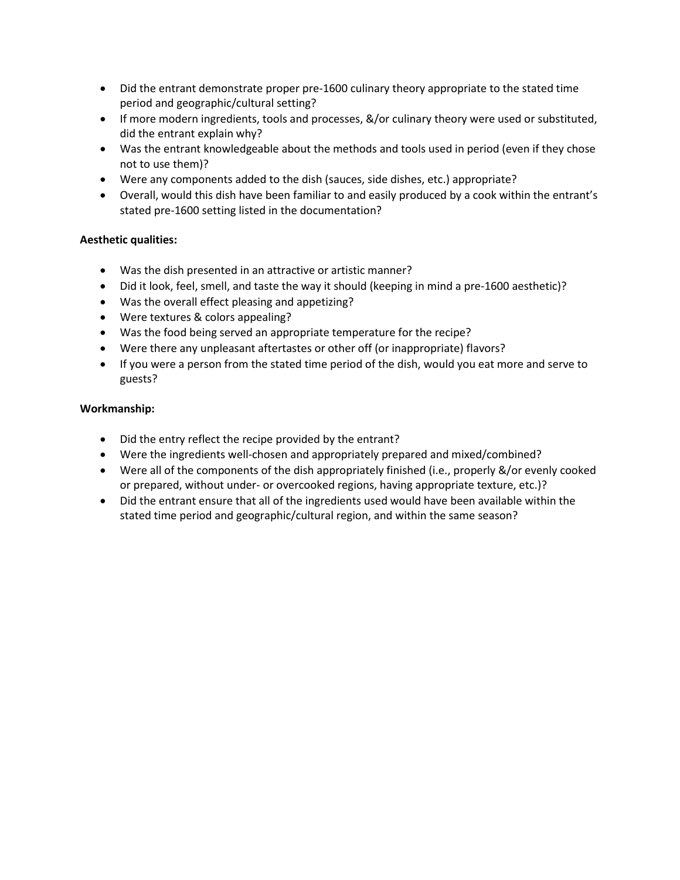- Did the entrant demonstrate proper pre-1600 culinary theory appropriate to the stated time period and geographic/cultural setting?
- If more modern ingredients, tools and processes, &/or culinary theory were used or substituted, did the entrant explain why?
- Was the entrant knowledgeable about the methods and tools used in period (even if they chose not to use them)?
- Were any components added to the dish (sauces, side dishes, etc.) appropriate?
- Overall, would this dish have been familiar to and easily produced by a cook within the entrant's stated pre-1600 setting listed in the documentation?

**Aesthetic qualities:**

- Was the dish presented in an attractive or artistic manner?
- Did it look, feel, smell, and taste the way it should (keeping in mind a pre-1600 aesthetic)?
- Was the overall effect pleasing and appetizing?
- Were textures & colors appealing?
- Was the food being served an appropriate temperature for the recipe?
- Were there any unpleasant aftertastes or other off (or inappropriate) flavors?
- If you were a person from the stated time period of the dish, would you eat more and serve to guests?

**Workmanship:**

- Did the entry reflect the recipe provided by the entrant?
- Were the ingredients well-chosen and appropriately prepared and mixed/combined?
- Were all of the components of the dish appropriately finished (i.e., properly &/or evenly cooked or prepared, without under- or overcooked regions, having appropriate texture, etc.)?
- Did the entrant ensure that all of the ingredients used would have been available within the stated time period and geographic/cultural region, and within the same season?